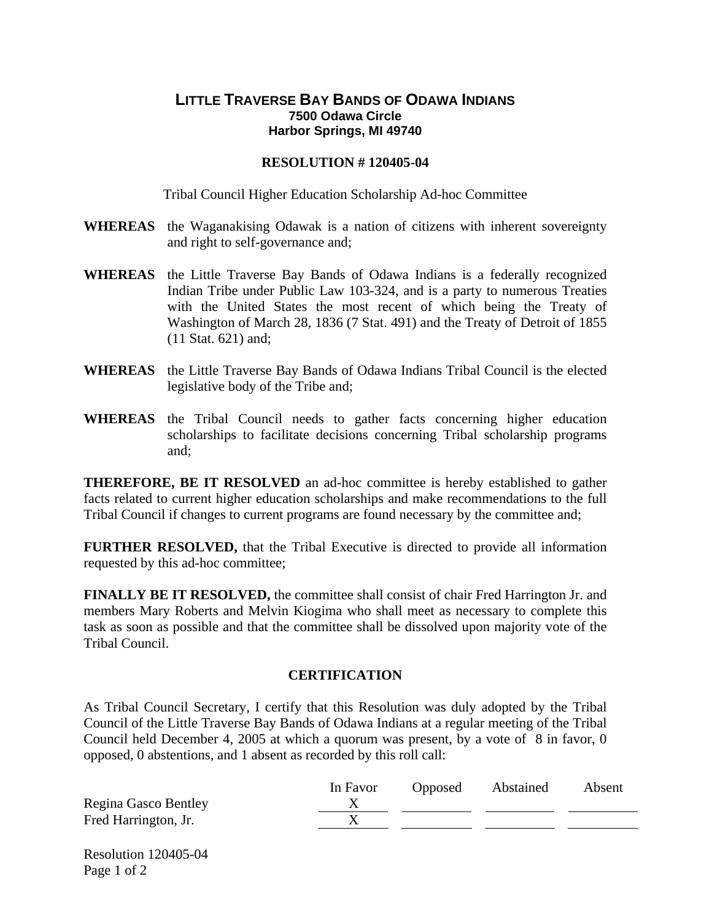# LITTLE TRAVERSE BAY BANDS OF ODAWA INDIANS

**7500 Odawa Circle**
**Harbor Springs, MI 49740**

## RESOLUTION # 120405-04

Tribal Council Higher Education Scholarship Ad-hoc Committee

**WHEREAS** the Waganakising Odawak is a nation of citizens with inherent sovereignty and right to self-governance and;

**WHEREAS** the Little Traverse Bay Bands of Odawa Indians is a federally recognized Indian Tribe under Public Law 103-324, and is a party to numerous Treaties with the United States the most recent of which being the Treaty of Washington of March 28, 1836 (7 Stat. 491) and the Treaty of Detroit of 1855 (11 Stat. 621) and;

**WHEREAS** the Little Traverse Bay Bands of Odawa Indians Tribal Council is the elected legislative body of the Tribe and;

**WHEREAS** the Tribal Council needs to gather facts concerning higher education scholarships to facilitate decisions concerning Tribal scholarship programs and;

**THEREFORE, BE IT RESOLVED** an ad-hoc committee is hereby established to gather facts related to current higher education scholarships and make recommendations to the full Tribal Council if changes to current programs are found necessary by the committee and;

**FURTHER RESOLVED,** that the Tribal Executive is directed to provide all information requested by this ad-hoc committee;

**FINALLY BE IT RESOLVED,** the committee shall consist of chair Fred Harrington Jr. and members Mary Roberts and Melvin Kiogima who shall meet as necessary to complete this task as soon as possible and that the committee shall be dissolved upon majority vote of the Tribal Council.

## CERTIFICATION

As Tribal Council Secretary, I certify that this Resolution was duly adopted by the Tribal Council of the Little Traverse Bay Bands of Odawa Indians at a regular meeting of the Tribal Council held December 4, 2005 at which a quorum was present, by a vote of 8 in favor, 0 opposed, 0 abstentions, and 1 absent as recorded by this roll call:

| | In Favor | Opposed | Abstained | Absent |
|---|---|---|---|---|
| Regina Gasco Bentley | X | | | |
| Fred Harrington, Jr. | X | | | |

Resolution 120405-04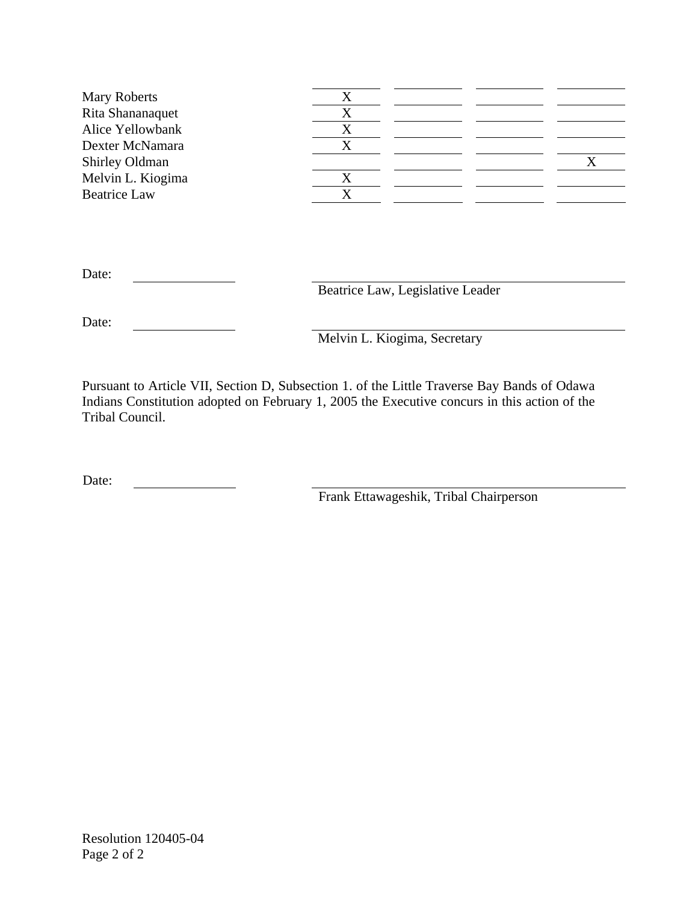| | | | | |
|---|---|---|---|---|
| Mary Roberts | X | | | |
| Rita Shananaquet | X | | | |
| Alice Yellowbank | X | | | |
| Dexter McNamara | X | | | |
| Shirley Oldman | | | | X |
| Melvin L. Kiogima | X | | | |
| Beatrice Law | X | | | |

Date: ______________

Beatrice Law, Legislative Leader

Date: ______________

Melvin L. Kiogima, Secretary

Pursuant to Article VII, Section D, Subsection 1. of the Little Traverse Bay Bands of Odawa Indians Constitution adopted on February 1, 2005 the Executive concurs in this action of the Tribal Council.

Date: ______________

Frank Ettawageshik, Tribal Chairperson

Resolution 120405-04